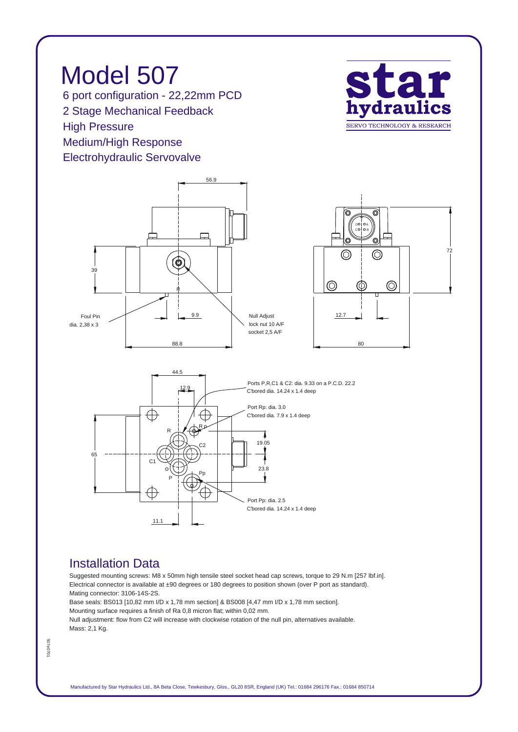# Model 507

6 port configuration - 22,22mm PCD
2 Stage Mechanical Feedback
High Pressure
Medium/High Response
Electrohydraulic Servovalve

star hydraulics
SERVO TECHNOLOGY & RESEARCH

56.9

39

Foul Pin
dia. 2,38 x 3

9.9

Null Adjust
lock nut 10 A/F
socket 2,5 A/F

88.8

72

12.7

80

44.5

12.9

Ports P,R,C1 & C2: dia. 9.33 on a P.C.D. 22.2
C'bored dia. 14.24 x 1.4 deep

Port Rp: dia. 3.0
C'bored dia. 7.9 x 1.4 deep

65

19.05

23.8

Port Pp: dia. 2.5
C'bored dia. 14.24 x 1.4 deep

11.1

## Installation Data

Suggested mounting screws: M8 x 50mm high tensile steel socket head cap screws, torque to 29 N.m [257 lbf.in].
Electrical connector is available at ±90 degrees or 180 degrees to position shown (over P port as standard).
Mating connector: 3106-14S-2S.
Base seals: BS013 [10,82 mm I/D x 1,78 mm section] & BS008 [4,47 mm I/D x 1,78 mm section].
Mounting surface requires a finish of Ra 0,8 micron flat; within 0,02 mm.
Null adjustment: flow from C2 will increase with clockwise rotation of the null pin, alternatives available.
Mass: 2,1 Kg.

507e0701

Manufactured by Star Hydraulics Ltd., 8A Beta Close, Tewkesbury, Glos., GL20 8SR, England (UK) Tel.: 01684 296176 Fax.: 01684 850714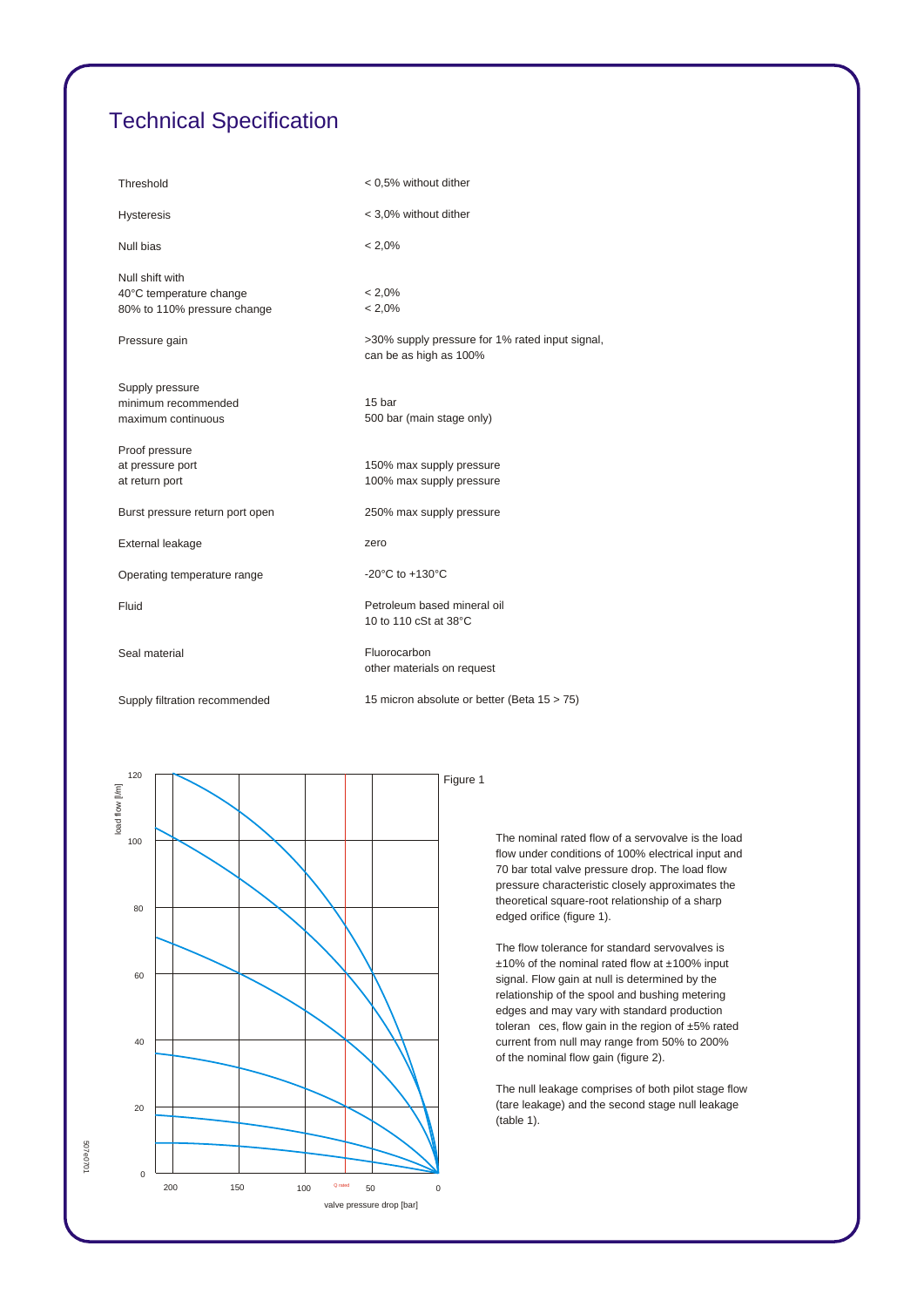# Technical Specification

| | |
|---|---|
| Threshold | < 0,5% without dither |
| Hysteresis | < 3,0% without dither |
| Null bias | < 2,0% |
| Null shift with<br>40°C temperature change<br>80% to 110% pressure change | <br>< 2,0%<br>< 2,0% |
| Pressure gain | >30% supply pressure for 1% rated input signal, can be as high as 100% |
| Supply pressure<br>minimum recommended<br>maximum continuous | <br>15 bar<br>500 bar (main stage only) |
| Proof pressure<br>at pressure port<br>at return port | <br>150% max supply pressure<br>100% max supply pressure |
| Burst pressure return port open | 250% max supply pressure |
| External leakage | zero |
| Operating temperature range | -20°C to +130°C |
| Fluid | Petroleum based mineral oil<br>10 to 110 cSt at 38°C |
| Seal material | Fluorocarbon<br>other materials on request |
| Supply filtration recommended | 15 micron absolute or better (Beta 15 > 75) |

Figure 1

The nominal rated flow of a servovalve is the load flow under conditions of 100% electrical input and 70 bar total valve pressure drop. The load flow pressure characteristic closely approximates the theoretical square-root relationship of a sharp edged orifice (figure 1).

The flow tolerance for standard servovalves is ±10% of the nominal rated flow at ±100% input signal. Flow gain at null is determined by the relationship of the spool and bushing metering edges and may vary with standard production tolerances, flow gain in the region of ±5% rated current from null may range from 50% to 200% of the nominal flow gain (figure 2).

The null leakage comprises of both pilot stage flow (tare leakage) and the second stage null leakage (table 1).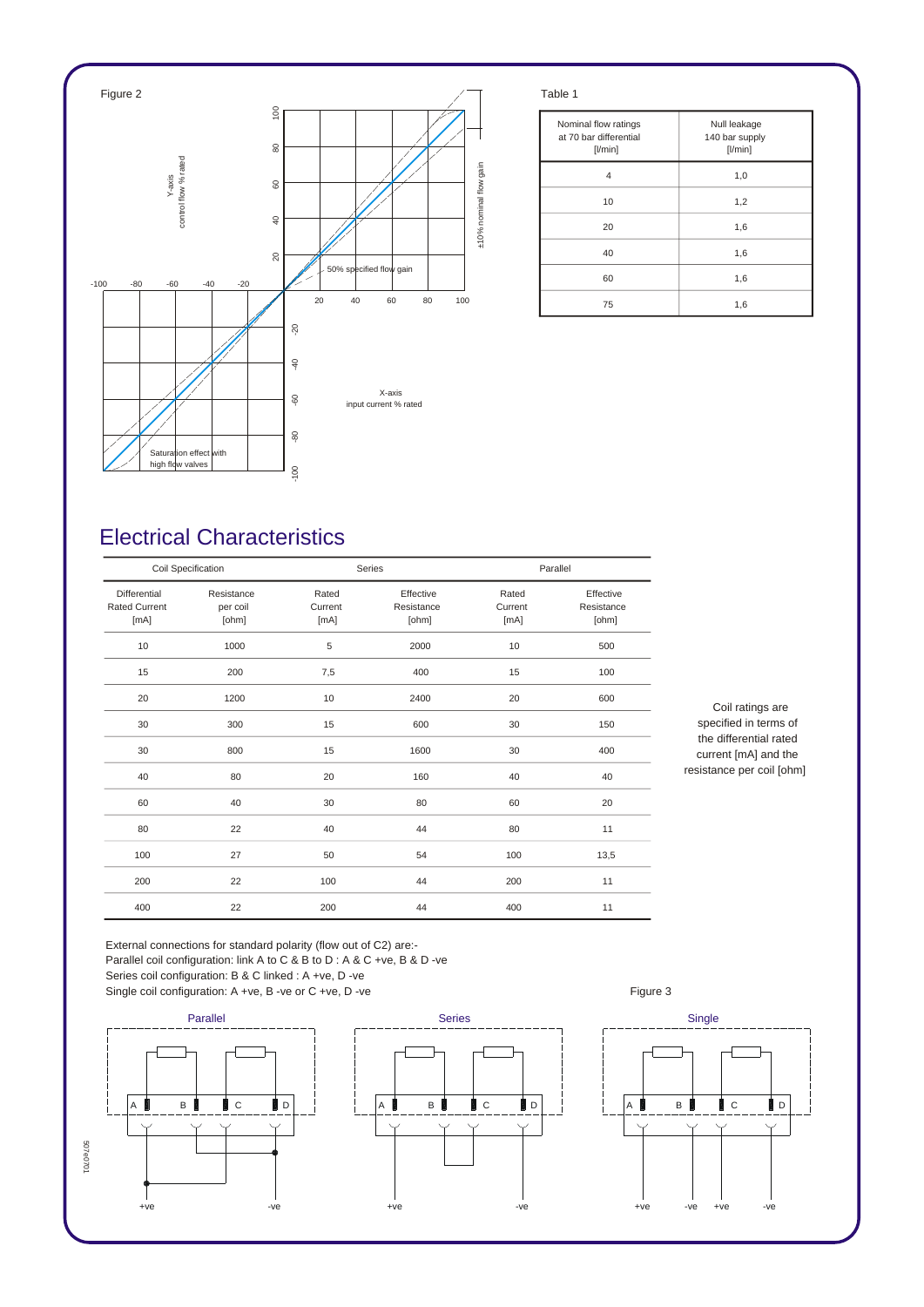Figure 2

Y-axis
control flow % rated

±10% nominal flow gain

50% specified flow gain

X-axis
input current % rated

Saturation effect with high flow valves

Table 1

| Nominal flow ratings at 70 bar differential [l/min] | Null leakage 140 bar supply [l/min] |
|---|---|
| 4 | 1,0 |
| 10 | 1,2 |
| 20 | 1,6 |
| 40 | 1,6 |
| 60 | 1,6 |
| 75 | 1,6 |

## Electrical Characteristics

| Coil Specification | | Series | | Parallel | |
|---|---|---|---|---|---|
| Differential Rated Current [mA] | Resistance per coil [ohm] | Rated Current [mA] | Effective Resistance [ohm] | Rated Current [mA] | Effective Resistance [ohm] |
| 10 | 1000 | 5 | 2000 | 10 | 500 |
| 15 | 200 | 7,5 | 400 | 15 | 100 |
| 20 | 1200 | 10 | 2400 | 20 | 600 |
| 30 | 300 | 15 | 600 | 30 | 150 |
| 30 | 800 | 15 | 1600 | 30 | 400 |
| 40 | 80 | 20 | 160 | 40 | 40 |
| 60 | 40 | 30 | 80 | 60 | 20 |
| 80 | 22 | 40 | 44 | 80 | 11 |
| 100 | 27 | 50 | 54 | 100 | 13,5 |
| 200 | 22 | 100 | 44 | 200 | 11 |
| 400 | 22 | 200 | 44 | 400 | 11 |

Coil ratings are specified in terms of the differential rated current [mA] and the resistance per coil [ohm]

External connections for standard polarity (flow out of C2) are:-
Parallel coil configuration: link A to C & B to D : A & C +ve, B & D -ve
Series coil configuration: B & C linked : A +ve, D -ve
Single coil configuration: A +ve, B -ve or C +ve, D -ve

Figure 3

Parallel

Series

Single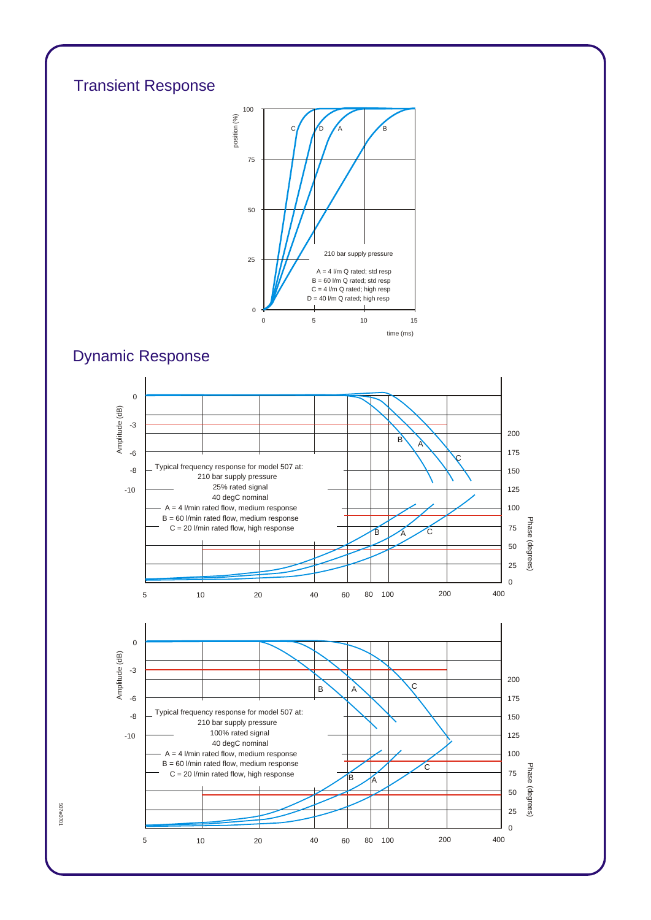## Transient Response

position (%)

100

75

50

25

0

0 5 10 15

time (ms)

C D A B

210 bar supply pressure

A = 4 l/m Q rated; std resp
B = 60 l/m Q rated; std resp
C = 4 l/m Q rated; high resp
D = 40 l/m Q rated; high resp

## Dynamic Response

Amplitude (dB)

0
-3
-6
-8
-10

Phase (degrees)

200
175
150
125
100
75
50
25
0

5 10 20 40 60 80 100 200 400

B A C

B A C

Typical frequency response for model 507 at:
210 bar supply pressure
25% rated signal
40 degC nominal
A = 4 l/min rated flow, medium response
B = 60 l/min rated flow, medium response
C = 20 l/min rated flow, high response

Amplitude (dB)

0
-3
-6
-8
-10

Phase (degrees)

200
175
150
125
100
75
50
25
0

5 10 20 40 60 80 100 200 400

B A C

B A C

Typical frequency response for model 507 at:
210 bar supply pressure
100% rated signal
40 degC nominal
A = 4 l/min rated flow, medium response
B = 60 l/min rated flow, medium response
C = 20 l/min rated flow, high response

507e0701